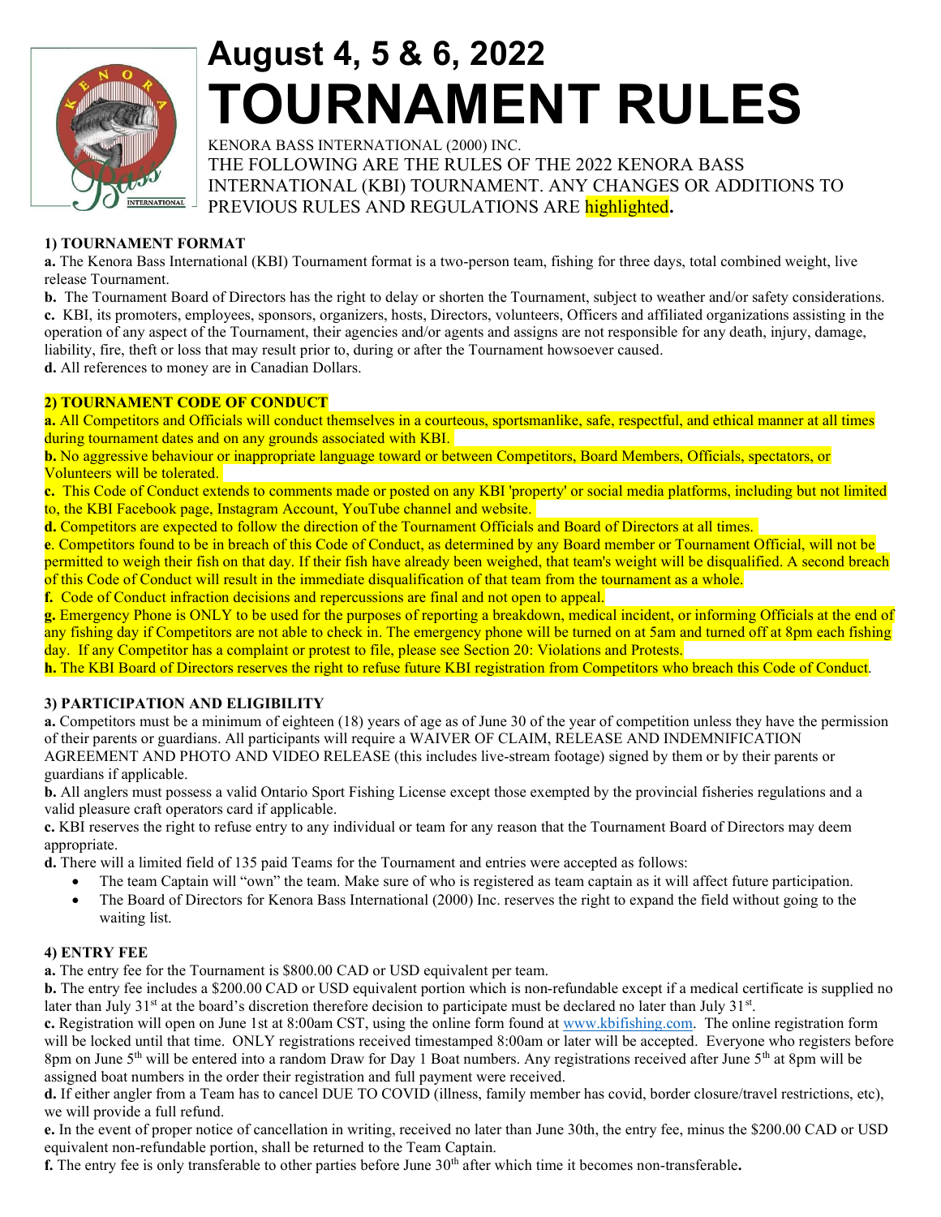# August 4, 5 & 6, 2022

# TOURNAMENT RULES

KENORA BASS INTERNATIONAL (2000) INC.

THE FOLLOWING ARE THE RULES OF THE 2022 KENORA BASS INTERNATIONAL (KBI) TOURNAMENT. ANY CHANGES OR ADDITIONS TO PREVIOUS RULES AND REGULATIONS ARE highlighted.

### 1) TOURNAMENT FORMAT

**a.** The Kenora Bass International (KBI) Tournament format is a two-person team, fishing for three days, total combined weight, live release Tournament.

**b.** The Tournament Board of Directors has the right to delay or shorten the Tournament, subject to weather and/or safety considerations.

**c.** KBI, its promoters, employees, sponsors, organizers, hosts, Directors, volunteers, Officers and affiliated organizations assisting in the operation of any aspect of the Tournament, their agencies and/or agents and assigns are not responsible for any death, injury, damage, liability, fire, theft or loss that may result prior to, during or after the Tournament howsoever caused.

**d.** All references to money are in Canadian Dollars.

### 2) TOURNAMENT CODE OF CONDUCT

**a.** All Competitors and Officials will conduct themselves in a courteous, sportsmanlike, safe, respectful, and ethical manner at all times during tournament dates and on any grounds associated with KBI.

**b.** No aggressive behaviour or inappropriate language toward or between Competitors, Board Members, Officials, spectators, or Volunteers will be tolerated.

**c.** This Code of Conduct extends to comments made or posted on any KBI 'property' or social media platforms, including but not limited to, the KBI Facebook page, Instagram Account, YouTube channel and website.

**d.** Competitors are expected to follow the direction of the Tournament Officials and Board of Directors at all times.

**e**. Competitors found to be in breach of this Code of Conduct, as determined by any Board member or Tournament Official, will not be permitted to weigh their fish on that day. If their fish have already been weighed, that team's weight will be disqualified. A second breach of this Code of Conduct will result in the immediate disqualification of that team from the tournament as a whole.

**f.** Code of Conduct infraction decisions and repercussions are final and not open to appeal.

**g.** Emergency Phone is ONLY to be used for the purposes of reporting a breakdown, medical incident, or informing Officials at the end of any fishing day if Competitors are not able to check in. The emergency phone will be turned on at 5am and turned off at 8pm each fishing day. If any Competitor has a complaint or protest to file, please see Section 20: Violations and Protests.

**h.** The KBI Board of Directors reserves the right to refuse future KBI registration from Competitors who breach this Code of Conduct.

### 3) PARTICIPATION AND ELIGIBILITY

**a.** Competitors must be a minimum of eighteen (18) years of age as of June 30 of the year of competition unless they have the permission of their parents or guardians. All participants will require a WAIVER OF CLAIM, RELEASE AND INDEMNIFICATION AGREEMENT AND PHOTO AND VIDEO RELEASE (this includes live-stream footage) signed by them or by their parents or guardians if applicable.

**b.** All anglers must possess a valid Ontario Sport Fishing License except those exempted by the provincial fisheries regulations and a valid pleasure craft operators card if applicable.

**c.** KBI reserves the right to refuse entry to any individual or team for any reason that the Tournament Board of Directors may deem appropriate.

**d.** There will a limited field of 135 paid Teams for the Tournament and entries were accepted as follows:

- The team Captain will "own" the team. Make sure of who is registered as team captain as it will affect future participation.
- The Board of Directors for Kenora Bass International (2000) Inc. reserves the right to expand the field without going to the waiting list.

### 4) ENTRY FEE

**a.** The entry fee for the Tournament is \$800.00 CAD or USD equivalent per team.

**b.** The entry fee includes a \$200.00 CAD or USD equivalent portion which is non-refundable except if a medical certificate is supplied no later than July 31st at the board's discretion therefore decision to participate must be declared no later than July 31st.

**c.** Registration will open on June 1st at 8:00am CST, using the online form found at www.kbifishing.com. The online registration form will be locked until that time. ONLY registrations received timestamped 8:00am or later will be accepted. Everyone who registers before 8pm on June 5th will be entered into a random Draw for Day 1 Boat numbers. Any registrations received after June 5th at 8pm will be assigned boat numbers in the order their registration and full payment were received.

**d.** If either angler from a Team has to cancel DUE TO COVID (illness, family member has covid, border closure/travel restrictions, etc), we will provide a full refund.

**e.** In the event of proper notice of cancellation in writing, received no later than June 30th, the entry fee, minus the \$200.00 CAD or USD equivalent non-refundable portion, shall be returned to the Team Captain.

**f.** The entry fee is only transferable to other parties before June 30th after which time it becomes non-transferable**.**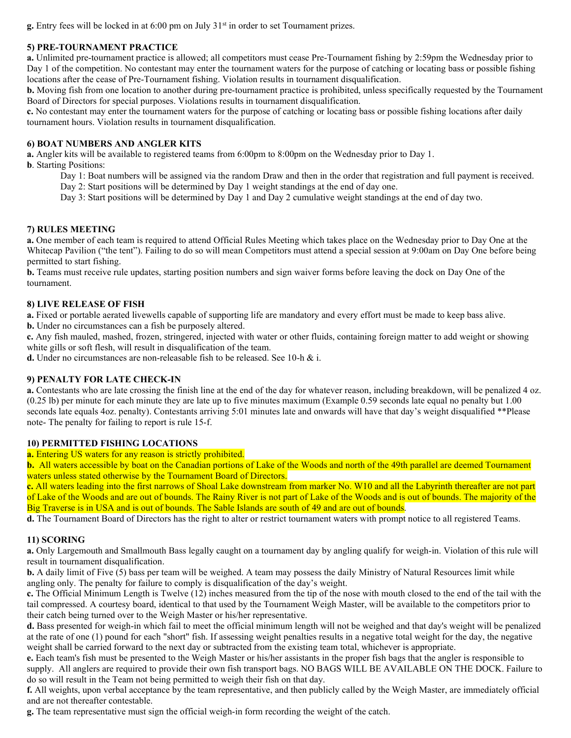**g.** Entry fees will be locked in at 6:00 pm on July 31st in order to set Tournament prizes.

### 5) PRE-TOURNAMENT PRACTICE

**a.** Unlimited pre-tournament practice is allowed; all competitors must cease Pre-Tournament fishing by 2:59pm the Wednesday prior to Day 1 of the competition. No contestant may enter the tournament waters for the purpose of catching or locating bass or possible fishing locations after the cease of Pre-Tournament fishing. Violation results in tournament disqualification.
**b.** Moving fish from one location to another during pre-tournament practice is prohibited, unless specifically requested by the Tournament Board of Directors for special purposes. Violations results in tournament disqualification.
**c.** No contestant may enter the tournament waters for the purpose of catching or locating bass or possible fishing locations after daily tournament hours. Violation results in tournament disqualification.

### 6) BOAT NUMBERS AND ANGLER KITS

**a.** Angler kits will be available to registered teams from 6:00pm to 8:00pm on the Wednesday prior to Day 1.
**b**. Starting Positions:

Day 1: Boat numbers will be assigned via the random Draw and then in the order that registration and full payment is received.
Day 2: Start positions will be determined by Day 1 weight standings at the end of day one.
Day 3: Start positions will be determined by Day 1 and Day 2 cumulative weight standings at the end of day two.

### 7) RULES MEETING

**a.** One member of each team is required to attend Official Rules Meeting which takes place on the Wednesday prior to Day One at the Whitecap Pavilion ("the tent"). Failing to do so will mean Competitors must attend a special session at 9:00am on Day One before being permitted to start fishing.
**b.** Teams must receive rule updates, starting position numbers and sign waiver forms before leaving the dock on Day One of the tournament.

### 8) LIVE RELEASE OF FISH

**a.** Fixed or portable aerated livewells capable of supporting life are mandatory and every effort must be made to keep bass alive.
**b.** Under no circumstances can a fish be purposely altered.
**c.** Any fish mauled, mashed, frozen, stringered, injected with water or other fluids, containing foreign matter to add weight or showing white gills or soft flesh, will result in disqualification of the team.
**d.** Under no circumstances are non-releasable fish to be released. See 10-h & i.

### 9) PENALTY FOR LATE CHECK-IN

**a.** Contestants who are late crossing the finish line at the end of the day for whatever reason, including breakdown, will be penalized 4 oz. (0.25 lb) per minute for each minute they are late up to five minutes maximum (Example 0.59 seconds late equal no penalty but 1.00 seconds late equals 4oz. penalty). Contestants arriving 5:01 minutes late and onwards will have that day's weight disqualified **Please note- The penalty for failing to report is rule 15-f.

### 10) PERMITTED FISHING LOCATIONS

**a.** Entering US waters for any reason is strictly prohibited.
**b.** All waters accessible by boat on the Canadian portions of Lake of the Woods and north of the 49th parallel are deemed Tournament waters unless stated otherwise by the Tournament Board of Directors.
**c.** All waters leading into the first narrows of Shoal Lake downstream from marker No. W10 and all the Labyrinth thereafter are not part of Lake of the Woods and are out of bounds. The Rainy River is not part of Lake of the Woods and is out of bounds. The majority of the Big Traverse is in USA and is out of bounds. The Sable Islands are south of 49 and are out of bounds.
**d.** The Tournament Board of Directors has the right to alter or restrict tournament waters with prompt notice to all registered Teams.

### 11) SCORING

**a.** Only Largemouth and Smallmouth Bass legally caught on a tournament day by angling qualify for weigh-in. Violation of this rule will result in tournament disqualification.
**b.** A daily limit of Five (5) bass per team will be weighed. A team may possess the daily Ministry of Natural Resources limit while angling only. The penalty for failure to comply is disqualification of the day's weight.
**c.** The Official Minimum Length is Twelve (12) inches measured from the tip of the nose with mouth closed to the end of the tail with the tail compressed. A courtesy board, identical to that used by the Tournament Weigh Master, will be available to the competitors prior to their catch being turned over to the Weigh Master or his/her representative.
**d.** Bass presented for weigh-in which fail to meet the official minimum length will not be weighed and that day's weight will be penalized at the rate of one (1) pound for each "short" fish. If assessing weight penalties results in a negative total weight for the day, the negative weight shall be carried forward to the next day or subtracted from the existing team total, whichever is appropriate.
**e.** Each team's fish must be presented to the Weigh Master or his/her assistants in the proper fish bags that the angler is responsible to supply. All anglers are required to provide their own fish transport bags. NO BAGS WILL BE AVAILABLE ON THE DOCK. Failure to do so will result in the Team not being permitted to weigh their fish on that day.
**f.** All weights, upon verbal acceptance by the team representative, and then publicly called by the Weigh Master, are immediately official and are not thereafter contestable.
**g.** The team representative must sign the official weigh-in form recording the weight of the catch.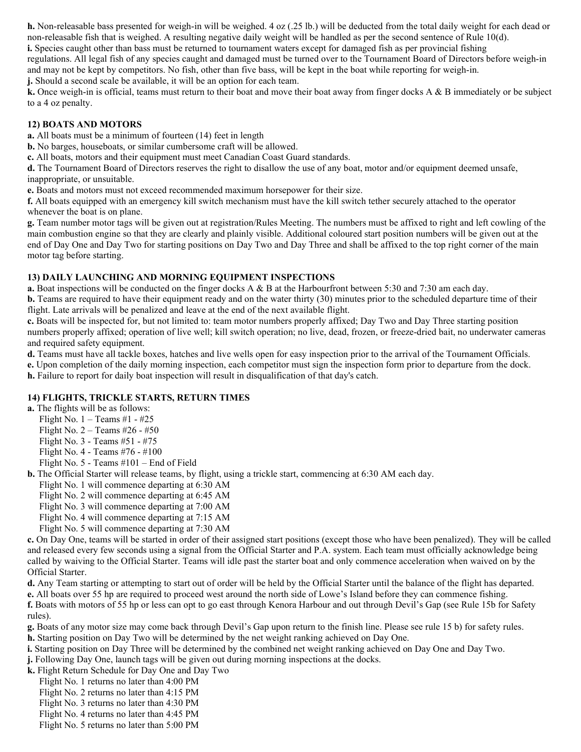**h.** Non-releasable bass presented for weigh-in will be weighed. 4 oz (.25 lb.) will be deducted from the total daily weight for each dead or non-releasable fish that is weighed. A resulting negative daily weight will be handled as per the second sentence of Rule 10(d).

**i.** Species caught other than bass must be returned to tournament waters except for damaged fish as per provincial fishing regulations. All legal fish of any species caught and damaged must be turned over to the Tournament Board of Directors before weigh-in and may not be kept by competitors. No fish, other than five bass, will be kept in the boat while reporting for weigh-in.

**j.** Should a second scale be available, it will be an option for each team.

**k.** Once weigh-in is official, teams must return to their boat and move their boat away from finger docks A & B immediately or be subject to a 4 oz penalty.

### 12) BOATS AND MOTORS

**a.** All boats must be a minimum of fourteen (14) feet in length

**b.** No barges, houseboats, or similar cumbersome craft will be allowed.

**c.** All boats, motors and their equipment must meet Canadian Coast Guard standards.

**d.** The Tournament Board of Directors reserves the right to disallow the use of any boat, motor and/or equipment deemed unsafe, inappropriate, or unsuitable.

**e.** Boats and motors must not exceed recommended maximum horsepower for their size.

**f.** All boats equipped with an emergency kill switch mechanism must have the kill switch tether securely attached to the operator whenever the boat is on plane.

**g.** Team number motor tags will be given out at registration/Rules Meeting. The numbers must be affixed to right and left cowling of the main combustion engine so that they are clearly and plainly visible. Additional coloured start position numbers will be given out at the end of Day One and Day Two for starting positions on Day Two and Day Three and shall be affixed to the top right corner of the main motor tag before starting.

### 13) DAILY LAUNCHING AND MORNING EQUIPMENT INSPECTIONS

**a.** Boat inspections will be conducted on the finger docks A & B at the Harbourfront between 5:30 and 7:30 am each day.

**b.** Teams are required to have their equipment ready and on the water thirty (30) minutes prior to the scheduled departure time of their flight. Late arrivals will be penalized and leave at the end of the next available flight.

**c.** Boats will be inspected for, but not limited to: team motor numbers properly affixed; Day Two and Day Three starting position numbers properly affixed; operation of live well; kill switch operation; no live, dead, frozen, or freeze-dried bait, no underwater cameras and required safety equipment.

**d.** Teams must have all tackle boxes, hatches and live wells open for easy inspection prior to the arrival of the Tournament Officials.

**e.** Upon completion of the daily morning inspection, each competitor must sign the inspection form prior to departure from the dock.

**h.** Failure to report for daily boat inspection will result in disqualification of that day's catch.

### 14) FLIGHTS, TRICKLE STARTS, RETURN TIMES

**a.** The flights will be as follows:

- Flight No. 1 – Teams #1 - #25
- Flight No. 2 – Teams #26 - #50
- Flight No. 3 - Teams #51 - #75
- Flight No. 4 - Teams #76 - #100
- Flight No. 5 - Teams #101 – End of Field

**b.** The Official Starter will release teams, by flight, using a trickle start, commencing at 6:30 AM each day.

- Flight No. 1 will commence departing at 6:30 AM
- Flight No. 2 will commence departing at 6:45 AM
- Flight No. 3 will commence departing at 7:00 AM
- Flight No. 4 will commence departing at 7:15 AM
- Flight No. 5 will commence departing at 7:30 AM

**c.** On Day One, teams will be started in order of their assigned start positions (except those who have been penalized). They will be called and released every few seconds using a signal from the Official Starter and P.A. system. Each team must officially acknowledge being called by waiving to the Official Starter. Teams will idle past the starter boat and only commence acceleration when waived on by the Official Starter.

**d.** Any Team starting or attempting to start out of order will be held by the Official Starter until the balance of the flight has departed.

**e.** All boats over 55 hp are required to proceed west around the north side of Lowe's Island before they can commence fishing.

**f.** Boats with motors of 55 hp or less can opt to go east through Kenora Harbour and out through Devil's Gap (see Rule 15b for Safety rules).

**g.** Boats of any motor size may come back through Devil's Gap upon return to the finish line. Please see rule 15 b) for safety rules.

**h.** Starting position on Day Two will be determined by the net weight ranking achieved on Day One.

**i.** Starting position on Day Three will be determined by the combined net weight ranking achieved on Day One and Day Two.

**j.** Following Day One, launch tags will be given out during morning inspections at the docks.

**k.** Flight Return Schedule for Day One and Day Two

- Flight No. 1 returns no later than 4:00 PM
- Flight No. 2 returns no later than 4:15 PM
- Flight No. 3 returns no later than 4:30 PM
- Flight No. 4 returns no later than 4:45 PM
- Flight No. 5 returns no later than 5:00 PM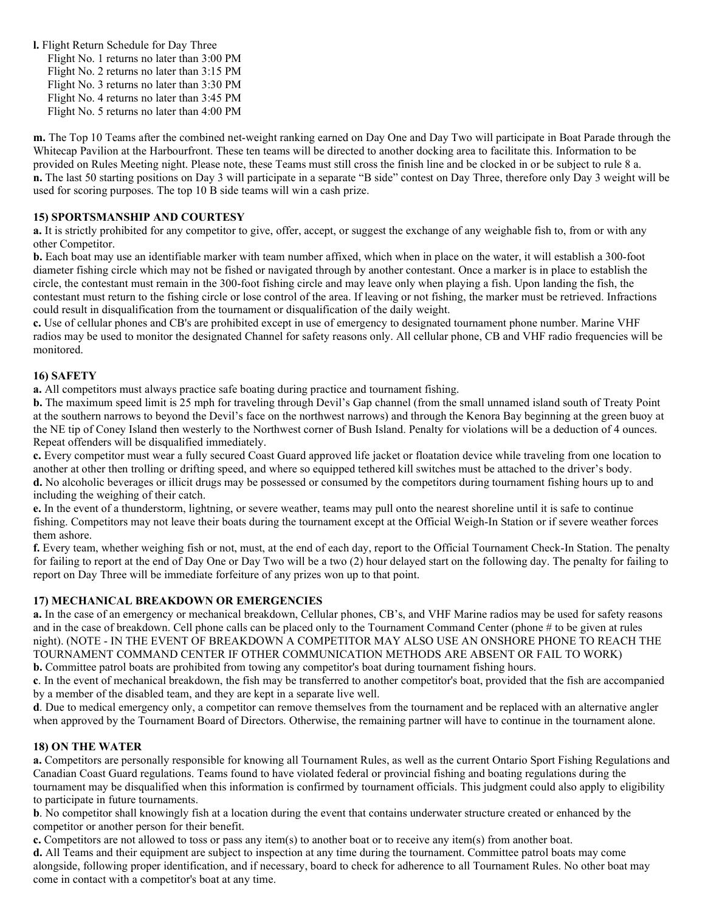**l.** Flight Return Schedule for Day Three
Flight No. 1 returns no later than 3:00 PM
Flight No. 2 returns no later than 3:15 PM
Flight No. 3 returns no later than 3:30 PM
Flight No. 4 returns no later than 3:45 PM
Flight No. 5 returns no later than 4:00 PM

**m.** The Top 10 Teams after the combined net-weight ranking earned on Day One and Day Two will participate in Boat Parade through the Whitecap Pavilion at the Harbourfront. These ten teams will be directed to another docking area to facilitate this. Information to be provided on Rules Meeting night. Please note, these Teams must still cross the finish line and be clocked in or be subject to rule 8 a.
**n.** The last 50 starting positions on Day 3 will participate in a separate "B side" contest on Day Three, therefore only Day 3 weight will be used for scoring purposes. The top 10 B side teams will win a cash prize.

## 15) SPORTSMANSHIP AND COURTESY

**a.** It is strictly prohibited for any competitor to give, offer, accept, or suggest the exchange of any weighable fish to, from or with any other Competitor.
**b.** Each boat may use an identifiable marker with team number affixed, which when in place on the water, it will establish a 300-foot diameter fishing circle which may not be fished or navigated through by another contestant. Once a marker is in place to establish the circle, the contestant must remain in the 300-foot fishing circle and may leave only when playing a fish. Upon landing the fish, the contestant must return to the fishing circle or lose control of the area. If leaving or not fishing, the marker must be retrieved. Infractions could result in disqualification from the tournament or disqualification of the daily weight.
**c.** Use of cellular phones and CB's are prohibited except in use of emergency to designated tournament phone number. Marine VHF radios may be used to monitor the designated Channel for safety reasons only. All cellular phone, CB and VHF radio frequencies will be monitored.

## 16) SAFETY

**a.** All competitors must always practice safe boating during practice and tournament fishing.
**b.** The maximum speed limit is 25 mph for traveling through Devil's Gap channel (from the small unnamed island south of Treaty Point at the southern narrows to beyond the Devil's face on the northwest narrows) and through the Kenora Bay beginning at the green buoy at the NE tip of Coney Island then westerly to the Northwest corner of Bush Island. Penalty for violations will be a deduction of 4 ounces. Repeat offenders will be disqualified immediately.
**c.** Every competitor must wear a fully secured Coast Guard approved life jacket or floatation device while traveling from one location to another at other then trolling or drifting speed, and where so equipped tethered kill switches must be attached to the driver's body.
**d.** No alcoholic beverages or illicit drugs may be possessed or consumed by the competitors during tournament fishing hours up to and including the weighing of their catch.
**e.** In the event of a thunderstorm, lightning, or severe weather, teams may pull onto the nearest shoreline until it is safe to continue fishing. Competitors may not leave their boats during the tournament except at the Official Weigh-In Station or if severe weather forces them ashore.
**f.** Every team, whether weighing fish or not, must, at the end of each day, report to the Official Tournament Check-In Station. The penalty for failing to report at the end of Day One or Day Two will be a two (2) hour delayed start on the following day. The penalty for failing to report on Day Three will be immediate forfeiture of any prizes won up to that point.

## 17) MECHANICAL BREAKDOWN OR EMERGENCIES

**a.** In the case of an emergency or mechanical breakdown, Cellular phones, CB's, and VHF Marine radios may be used for safety reasons and in the case of breakdown. Cell phone calls can be placed only to the Tournament Command Center (phone # to be given at rules night). (NOTE - IN THE EVENT OF BREAKDOWN A COMPETITOR MAY ALSO USE AN ONSHORE PHONE TO REACH THE TOURNAMENT COMMAND CENTER IF OTHER COMMUNICATION METHODS ARE ABSENT OR FAIL TO WORK)
**b.** Committee patrol boats are prohibited from towing any competitor's boat during tournament fishing hours.
**c**. In the event of mechanical breakdown, the fish may be transferred to another competitor's boat, provided that the fish are accompanied by a member of the disabled team, and they are kept in a separate live well.
**d**. Due to medical emergency only, a competitor can remove themselves from the tournament and be replaced with an alternative angler when approved by the Tournament Board of Directors. Otherwise, the remaining partner will have to continue in the tournament alone.

## 18) ON THE WATER

**a.** Competitors are personally responsible for knowing all Tournament Rules, as well as the current Ontario Sport Fishing Regulations and Canadian Coast Guard regulations. Teams found to have violated federal or provincial fishing and boating regulations during the tournament may be disqualified when this information is confirmed by tournament officials. This judgment could also apply to eligibility to participate in future tournaments.
**b**. No competitor shall knowingly fish at a location during the event that contains underwater structure created or enhanced by the competitor or another person for their benefit.
**c.** Competitors are not allowed to toss or pass any item(s) to another boat or to receive any item(s) from another boat.
**d.** All Teams and their equipment are subject to inspection at any time during the tournament. Committee patrol boats may come alongside, following proper identification, and if necessary, board to check for adherence to all Tournament Rules. No other boat may come in contact with a competitor's boat at any time.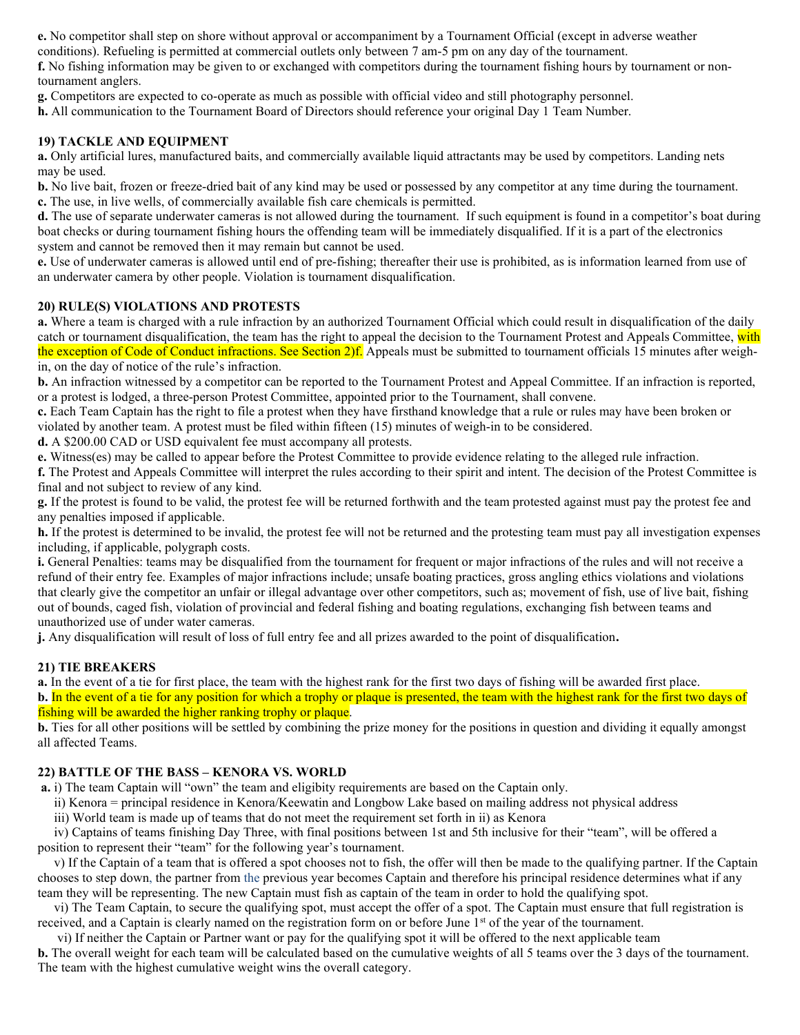**e.** No competitor shall step on shore without approval or accompaniment by a Tournament Official (except in adverse weather conditions). Refueling is permitted at commercial outlets only between 7 am-5 pm on any day of the tournament.

**f.** No fishing information may be given to or exchanged with competitors during the tournament fishing hours by tournament or non-tournament anglers.

**g.** Competitors are expected to co-operate as much as possible with official video and still photography personnel.

**h.** All communication to the Tournament Board of Directors should reference your original Day 1 Team Number.

### 19) TACKLE AND EQUIPMENT

**a.** Only artificial lures, manufactured baits, and commercially available liquid attractants may be used by competitors. Landing nets may be used.

**b.** No live bait, frozen or freeze-dried bait of any kind may be used or possessed by any competitor at any time during the tournament.

**c.** The use, in live wells, of commercially available fish care chemicals is permitted.

**d.** The use of separate underwater cameras is not allowed during the tournament. If such equipment is found in a competitor's boat during boat checks or during tournament fishing hours the offending team will be immediately disqualified. If it is a part of the electronics system and cannot be removed then it may remain but cannot be used.

**e.** Use of underwater cameras is allowed until end of pre-fishing; thereafter their use is prohibited, as is information learned from use of an underwater camera by other people. Violation is tournament disqualification.

### 20) RULE(S) VIOLATIONS AND PROTESTS

**a.** Where a team is charged with a rule infraction by an authorized Tournament Official which could result in disqualification of the daily catch or tournament disqualification, the team has the right to appeal the decision to the Tournament Protest and Appeals Committee, with the exception of Code of Conduct infractions. See Section 2)f. Appeals must be submitted to tournament officials 15 minutes after weigh-in, on the day of notice of the rule's infraction.

**b.** An infraction witnessed by a competitor can be reported to the Tournament Protest and Appeal Committee. If an infraction is reported, or a protest is lodged, a three-person Protest Committee, appointed prior to the Tournament, shall convene.

**c.** Each Team Captain has the right to file a protest when they have firsthand knowledge that a rule or rules may have been broken or violated by another team. A protest must be filed within fifteen (15) minutes of weigh-in to be considered.

**d.** A $200.00 CAD or USD equivalent fee must accompany all protests.

**e.** Witness(es) may be called to appear before the Protest Committee to provide evidence relating to the alleged rule infraction.

**f.** The Protest and Appeals Committee will interpret the rules according to their spirit and intent. The decision of the Protest Committee is final and not subject to review of any kind.

**g.** If the protest is found to be valid, the protest fee will be returned forthwith and the team protested against must pay the protest fee and any penalties imposed if applicable.

**h.** If the protest is determined to be invalid, the protest fee will not be returned and the protesting team must pay all investigation expenses including, if applicable, polygraph costs.

**i.** General Penalties: teams may be disqualified from the tournament for frequent or major infractions of the rules and will not receive a refund of their entry fee. Examples of major infractions include; unsafe boating practices, gross angling ethics violations and violations that clearly give the competitor an unfair or illegal advantage over other competitors, such as; movement of fish, use of live bait, fishing out of bounds, caged fish, violation of provincial and federal fishing and boating regulations, exchanging fish between teams and unauthorized use of under water cameras.

**j.** Any disqualification will result of loss of full entry fee and all prizes awarded to the point of disqualification**.**

### 21) TIE BREAKERS

**a.** In the event of a tie for first place, the team with the highest rank for the first two days of fishing will be awarded first place.

**b.** In the event of a tie for any position for which a trophy or plaque is presented, the team with the highest rank for the first two days of fishing will be awarded the higher ranking trophy or plaque.

**b.** Ties for all other positions will be settled by combining the prize money for the positions in question and dividing it equally amongst all affected Teams.

### 22) BATTLE OF THE BASS – KENORA VS. WORLD

**a.** i) The team Captain will "own" the team and eligibility requirements are based on the Captain only.

ii) Kenora = principal residence in Kenora/Keewatin and Longbow Lake based on mailing address not physical address

iii) World team is made up of teams that do not meet the requirement set forth in ii) as Kenora

iv) Captains of teams finishing Day Three, with final positions between 1st and 5th inclusive for their "team", will be offered a position to represent their "team" for the following year's tournament.

v) If the Captain of a team that is offered a spot chooses not to fish, the offer will then be made to the qualifying partner. If the Captain chooses to step down, the partner from the previous year becomes Captain and therefore his principal residence determines what if any team they will be representing. The new Captain must fish as captain of the team in order to hold the qualifying spot.

vi) The Team Captain, to secure the qualifying spot, must accept the offer of a spot. The Captain must ensure that full registration is received, and a Captain is clearly named on the registration form on or before June 1st of the year of the tournament.

vi) If neither the Captain or Partner want or pay for the qualifying spot it will be offered to the next applicable team

**b.** The overall weight for each team will be calculated based on the cumulative weights of all 5 teams over the 3 days of the tournament. The team with the highest cumulative weight wins the overall category.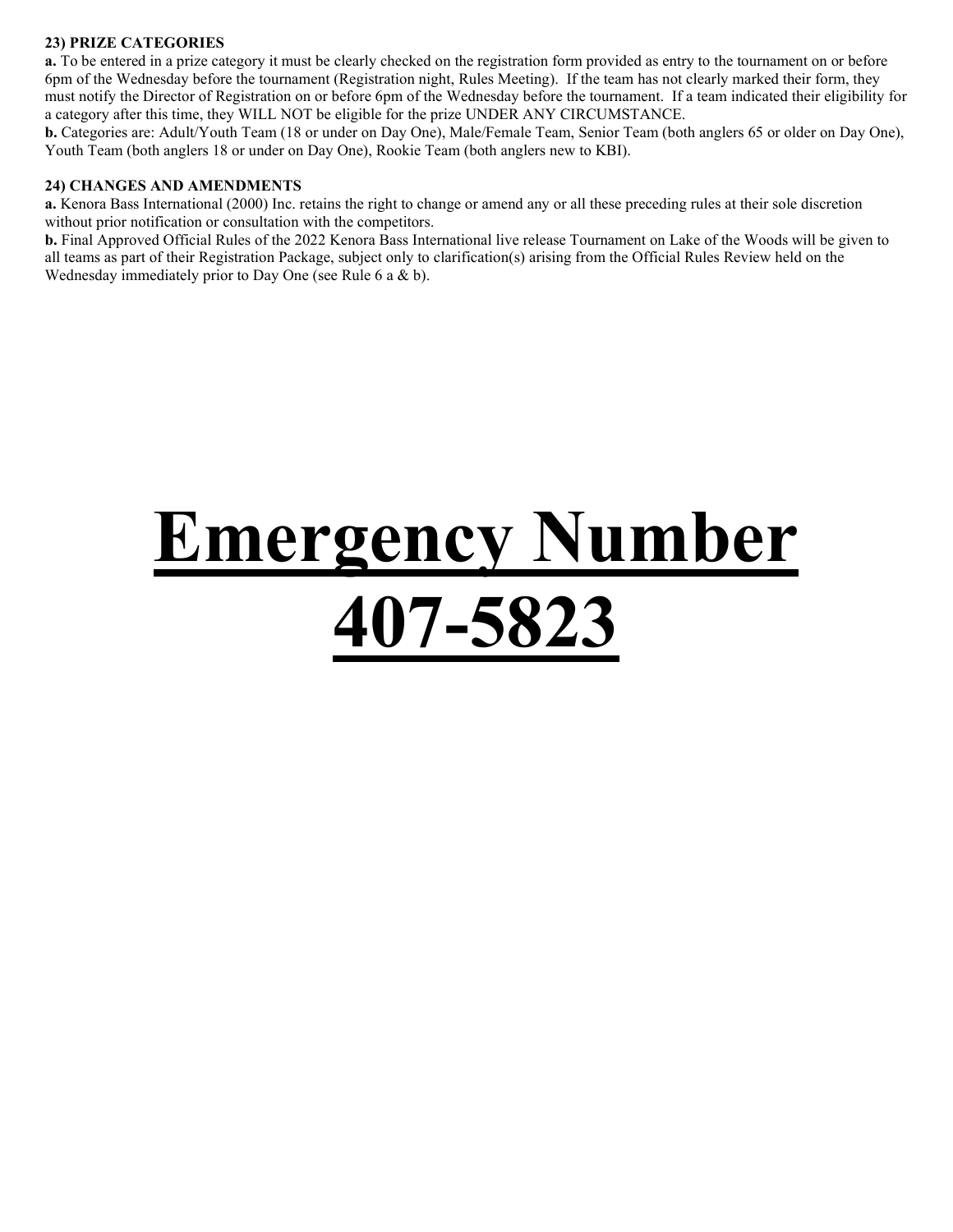**23) PRIZE CATEGORIES**

**a.** To be entered in a prize category it must be clearly checked on the registration form provided as entry to the tournament on or before 6pm of the Wednesday before the tournament (Registration night, Rules Meeting). If the team has not clearly marked their form, they must notify the Director of Registration on or before 6pm of the Wednesday before the tournament. If a team indicated their eligibility for a category after this time, they WILL NOT be eligible for the prize UNDER ANY CIRCUMSTANCE.

**b.** Categories are: Adult/Youth Team (18 or under on Day One), Male/Female Team, Senior Team (both anglers 65 or older on Day One), Youth Team (both anglers 18 or under on Day One), Rookie Team (both anglers new to KBI).

**24) CHANGES AND AMENDMENTS**

**a.** Kenora Bass International (2000) Inc. retains the right to change or amend any or all these preceding rules at their sole discretion without prior notification or consultation with the competitors.

**b.** Final Approved Official Rules of the 2022 Kenora Bass International live release Tournament on Lake of the Woods will be given to all teams as part of their Registration Package, subject only to clarification(s) arising from the Official Rules Review held on the Wednesday immediately prior to Day One (see Rule 6 a & b).

# Emergency Number

# 407-5823